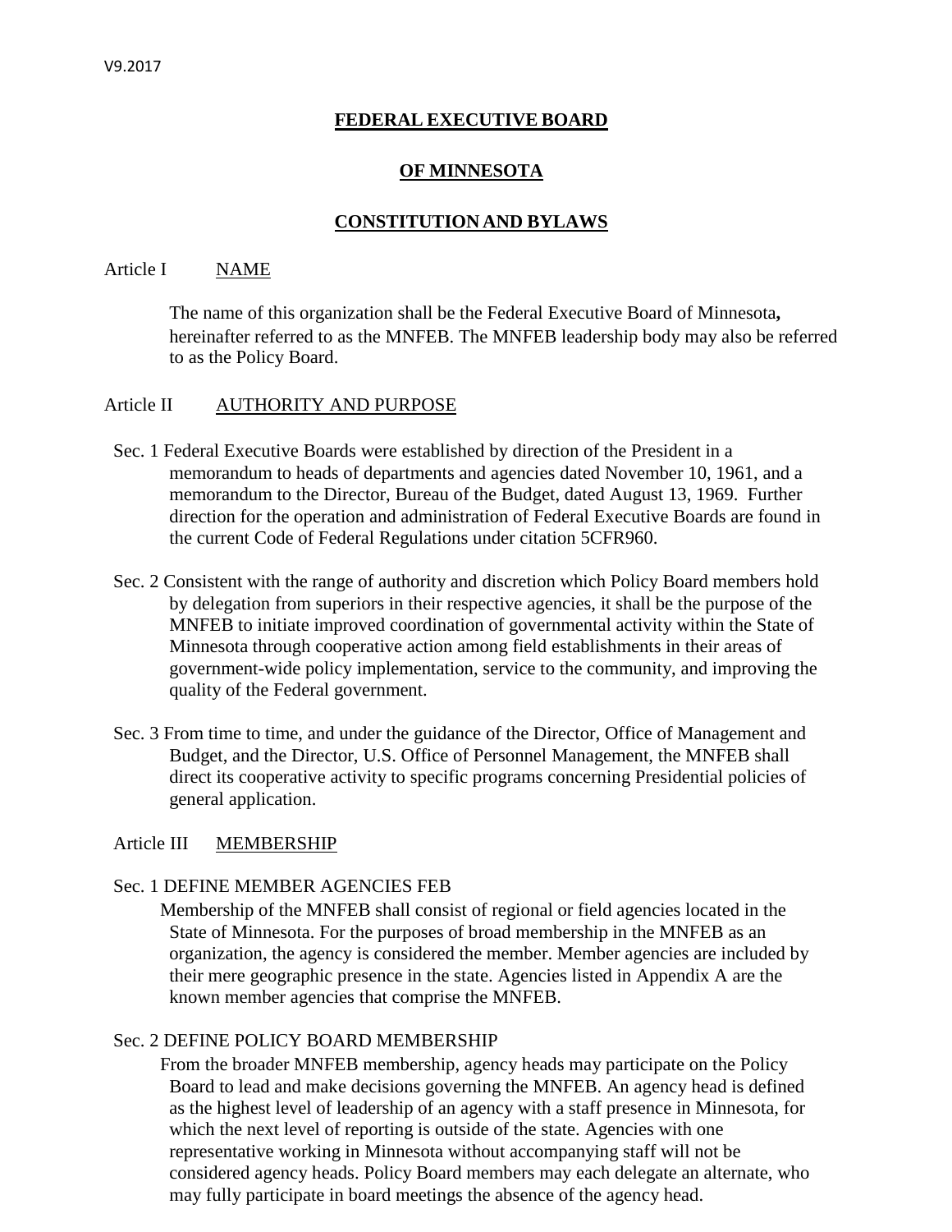V9.2017

# FEDERAL EXECUTIVE BOARD

# OF MINNESOTA

# CONSTITUTION AND BYLAWS

## Article I NAME

The name of this organization shall be the Federal Executive Board of Minnesota**,** hereinafter referred to as the MNFEB. The MNFEB leadership body may also be referred to as the Policy Board.

## Article II AUTHORITY AND PURPOSE

Sec. 1 Federal Executive Boards were established by direction of the President in a memorandum to heads of departments and agencies dated November 10, 1961, and a memorandum to the Director, Bureau of the Budget, dated August 13, 1969. Further direction for the operation and administration of Federal Executive Boards are found in the current Code of Federal Regulations under citation 5CFR960.

Sec. 2 Consistent with the range of authority and discretion which Policy Board members hold by delegation from superiors in their respective agencies, it shall be the purpose of the MNFEB to initiate improved coordination of governmental activity within the State of Minnesota through cooperative action among field establishments in their areas of government-wide policy implementation, service to the community, and improving the quality of the Federal government.

Sec. 3 From time to time, and under the guidance of the Director, Office of Management and Budget, and the Director, U.S. Office of Personnel Management, the MNFEB shall direct its cooperative activity to specific programs concerning Presidential policies of general application.

## Article III MEMBERSHIP

Sec. 1 DEFINE MEMBER AGENCIES FEB

Membership of the MNFEB shall consist of regional or field agencies located in the State of Minnesota. For the purposes of broad membership in the MNFEB as an organization, the agency is considered the member. Member agencies are included by their mere geographic presence in the state. Agencies listed in Appendix A are the known member agencies that comprise the MNFEB.

Sec. 2 DEFINE POLICY BOARD MEMBERSHIP

From the broader MNFEB membership, agency heads may participate on the Policy Board to lead and make decisions governing the MNFEB. An agency head is defined as the highest level of leadership of an agency with a staff presence in Minnesota, for which the next level of reporting is outside of the state. Agencies with one representative working in Minnesota without accompanying staff will not be considered agency heads. Policy Board members may each delegate an alternate, who may fully participate in board meetings the absence of the agency head.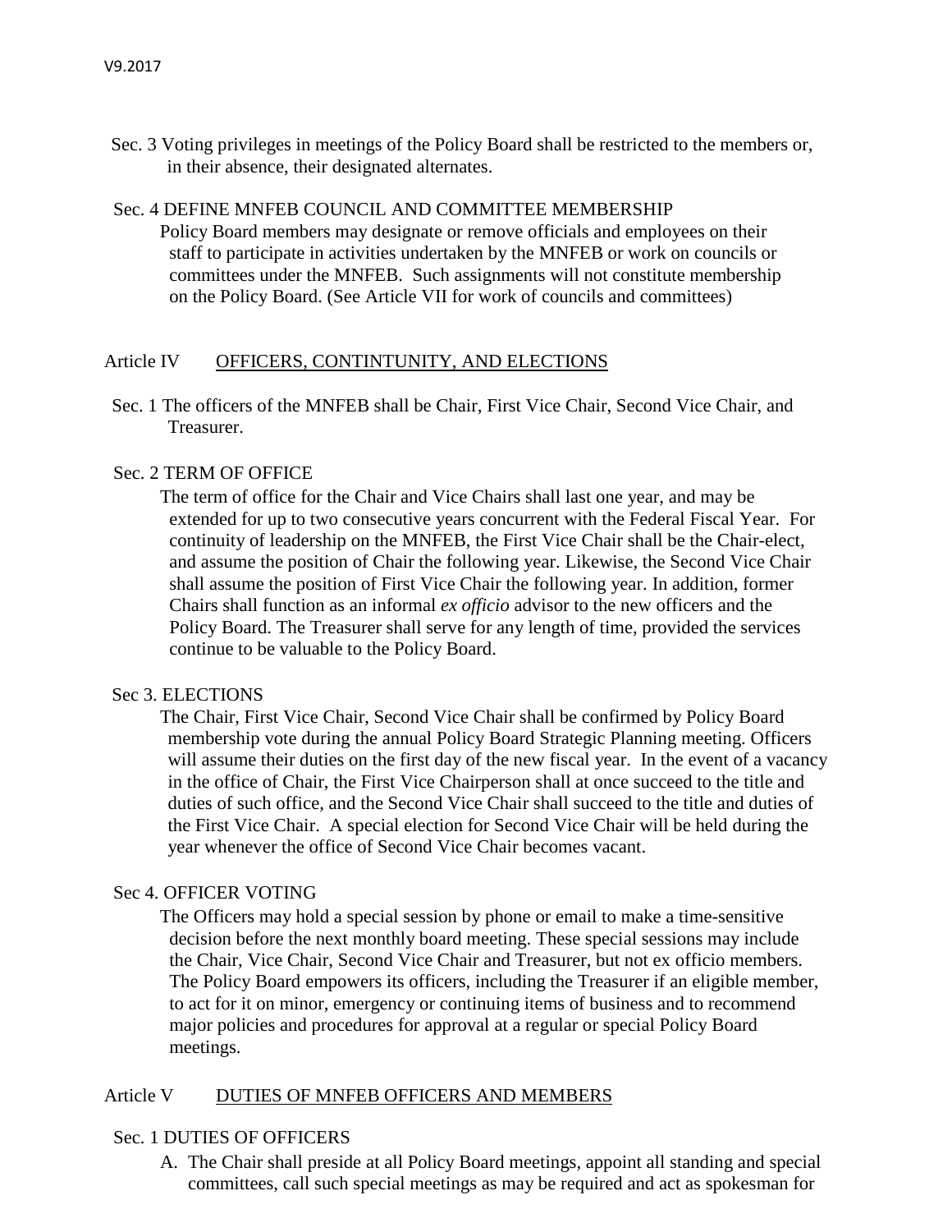Sec. 3 Voting privileges in meetings of the Policy Board shall be restricted to the members or, in their absence, their designated alternates.

Sec. 4 DEFINE MNFEB COUNCIL AND COMMITTEE MEMBERSHIP

Policy Board members may designate or remove officials and employees on their staff to participate in activities undertaken by the MNFEB or work on councils or committees under the MNFEB. Such assignments will not constitute membership on the Policy Board. (See Article VII for work of councils and committees)

## Article IV OFFICERS, CONTINTUNITY, AND ELECTIONS

Sec. 1 The officers of the MNFEB shall be Chair, First Vice Chair, Second Vice Chair, and Treasurer.

Sec. 2 TERM OF OFFICE

The term of office for the Chair and Vice Chairs shall last one year, and may be extended for up to two consecutive years concurrent with the Federal Fiscal Year. For continuity of leadership on the MNFEB, the First Vice Chair shall be the Chair-elect, and assume the position of Chair the following year. Likewise, the Second Vice Chair shall assume the position of First Vice Chair the following year. In addition, former Chairs shall function as an informal *ex officio* advisor to the new officers and the Policy Board. The Treasurer shall serve for any length of time, provided the services continue to be valuable to the Policy Board.

Sec 3. ELECTIONS

The Chair, First Vice Chair, Second Vice Chair shall be confirmed by Policy Board membership vote during the annual Policy Board Strategic Planning meeting. Officers will assume their duties on the first day of the new fiscal year. In the event of a vacancy in the office of Chair, the First Vice Chairperson shall at once succeed to the title and duties of such office, and the Second Vice Chair shall succeed to the title and duties of the First Vice Chair. A special election for Second Vice Chair will be held during the year whenever the office of Second Vice Chair becomes vacant.

Sec 4. OFFICER VOTING

The Officers may hold a special session by phone or email to make a time-sensitive decision before the next monthly board meeting. These special sessions may include the Chair, Vice Chair, Second Vice Chair and Treasurer, but not ex officio members. The Policy Board empowers its officers, including the Treasurer if an eligible member, to act for it on minor, emergency or continuing items of business and to recommend major policies and procedures for approval at a regular or special Policy Board meetings.

## Article V DUTIES OF MNFEB OFFICERS AND MEMBERS

Sec. 1 DUTIES OF OFFICERS

A. The Chair shall preside at all Policy Board meetings, appoint all standing and special committees, call such special meetings as may be required and act as spokesman for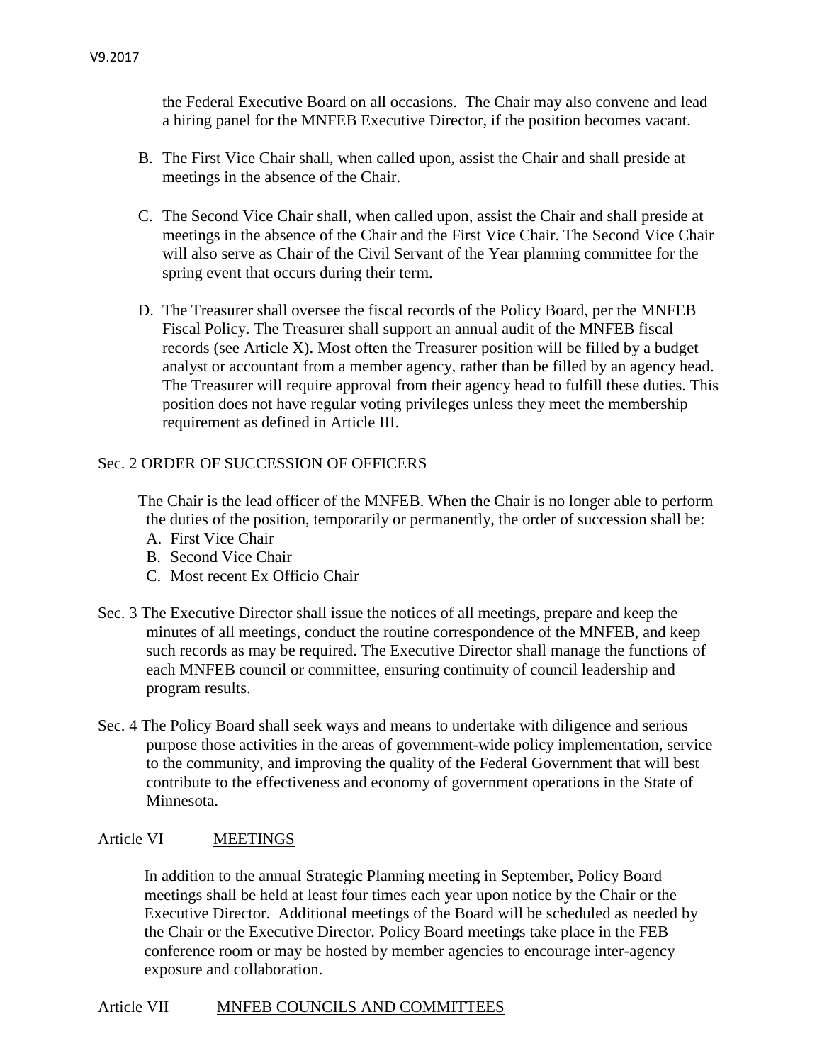the Federal Executive Board on all occasions. The Chair may also convene and lead a hiring panel for the MNFEB Executive Director, if the position becomes vacant.

B. The First Vice Chair shall, when called upon, assist the Chair and shall preside at meetings in the absence of the Chair.

C. The Second Vice Chair shall, when called upon, assist the Chair and shall preside at meetings in the absence of the Chair and the First Vice Chair. The Second Vice Chair will also serve as Chair of the Civil Servant of the Year planning committee for the spring event that occurs during their term.

D. The Treasurer shall oversee the fiscal records of the Policy Board, per the MNFEB Fiscal Policy. The Treasurer shall support an annual audit of the MNFEB fiscal records (see Article X). Most often the Treasurer position will be filled by a budget analyst or accountant from a member agency, rather than be filled by an agency head. The Treasurer will require approval from their agency head to fulfill these duties. This position does not have regular voting privileges unless they meet the membership requirement as defined in Article III.

Sec. 2 ORDER OF SUCCESSION OF OFFICERS

The Chair is the lead officer of the MNFEB. When the Chair is no longer able to perform the duties of the position, temporarily or permanently, the order of succession shall be:

A. First Vice Chair
B. Second Vice Chair
C. Most recent Ex Officio Chair

Sec. 3 The Executive Director shall issue the notices of all meetings, prepare and keep the minutes of all meetings, conduct the routine correspondence of the MNFEB, and keep such records as may be required. The Executive Director shall manage the functions of each MNFEB council or committee, ensuring continuity of council leadership and program results.

Sec. 4 The Policy Board shall seek ways and means to undertake with diligence and serious purpose those activities in the areas of government-wide policy implementation, service to the community, and improving the quality of the Federal Government that will best contribute to the effectiveness and economy of government operations in the State of Minnesota.

## Article VI MEETINGS

In addition to the annual Strategic Planning meeting in September, Policy Board meetings shall be held at least four times each year upon notice by the Chair or the Executive Director. Additional meetings of the Board will be scheduled as needed by the Chair or the Executive Director. Policy Board meetings take place in the FEB conference room or may be hosted by member agencies to encourage inter-agency exposure and collaboration.

## Article VII MNFEB COUNCILS AND COMMITTEES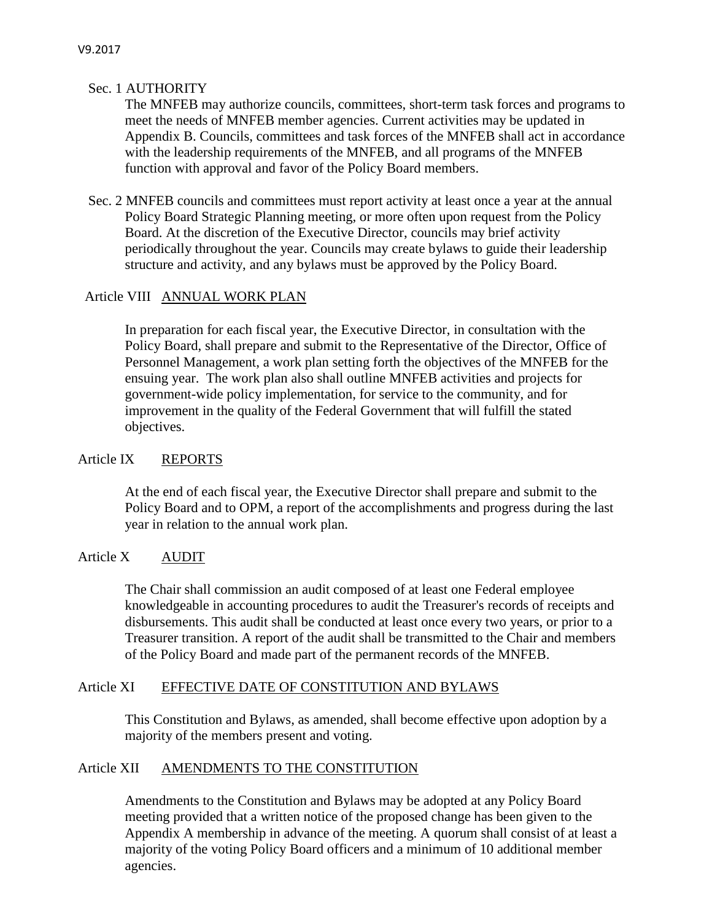Sec. 1 AUTHORITY

The MNFEB may authorize councils, committees, short-term task forces and programs to meet the needs of MNFEB member agencies. Current activities may be updated in Appendix B. Councils, committees and task forces of the MNFEB shall act in accordance with the leadership requirements of the MNFEB, and all programs of the MNFEB function with approval and favor of the Policy Board members.

Sec. 2 MNFEB councils and committees must report activity at least once a year at the annual Policy Board Strategic Planning meeting, or more often upon request from the Policy Board. At the discretion of the Executive Director, councils may brief activity periodically throughout the year. Councils may create bylaws to guide their leadership structure and activity, and any bylaws must be approved by the Policy Board.

## Article VIII ANNUAL WORK PLAN

In preparation for each fiscal year, the Executive Director, in consultation with the Policy Board, shall prepare and submit to the Representative of the Director, Office of Personnel Management, a work plan setting forth the objectives of the MNFEB for the ensuing year. The work plan also shall outline MNFEB activities and projects for government-wide policy implementation, for service to the community, and for improvement in the quality of the Federal Government that will fulfill the stated objectives.

## Article IX REPORTS

At the end of each fiscal year, the Executive Director shall prepare and submit to the Policy Board and to OPM, a report of the accomplishments and progress during the last year in relation to the annual work plan.

## Article X AUDIT

The Chair shall commission an audit composed of at least one Federal employee knowledgeable in accounting procedures to audit the Treasurer's records of receipts and disbursements. This audit shall be conducted at least once every two years, or prior to a Treasurer transition. A report of the audit shall be transmitted to the Chair and members of the Policy Board and made part of the permanent records of the MNFEB.

## Article XI EFFECTIVE DATE OF CONSTITUTION AND BYLAWS

This Constitution and Bylaws, as amended, shall become effective upon adoption by a majority of the members present and voting.

## Article XII AMENDMENTS TO THE CONSTITUTION

Amendments to the Constitution and Bylaws may be adopted at any Policy Board meeting provided that a written notice of the proposed change has been given to the Appendix A membership in advance of the meeting. A quorum shall consist of at least a majority of the voting Policy Board officers and a minimum of 10 additional member agencies.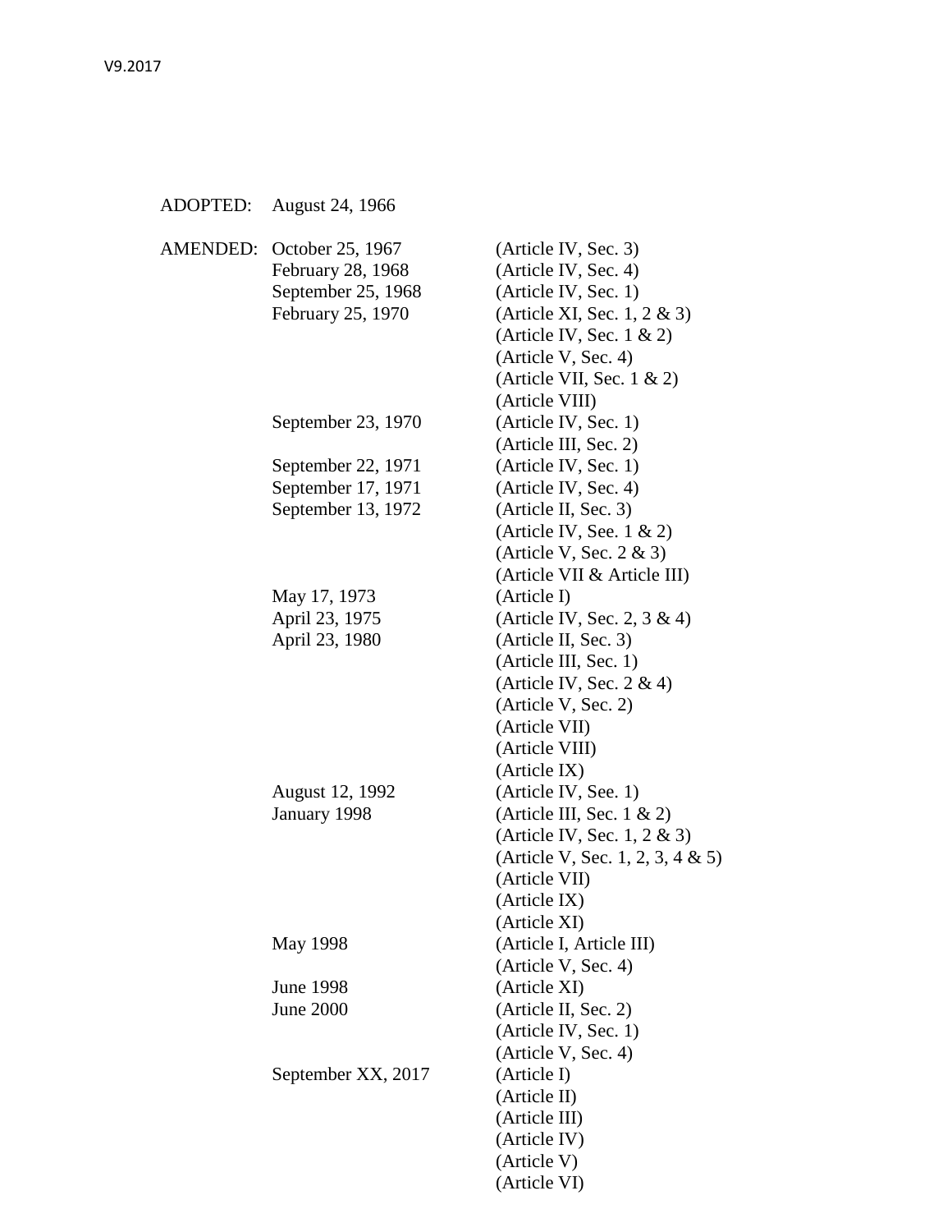ADOPTED: August 24, 1966

| | | |
|---|---|---|
| AMENDED: | October 25, 1967 | (Article IV, Sec. 3) |
| | February 28, 1968 | (Article IV, Sec. 4) |
| | September 25, 1968 | (Article IV, Sec. 1) |
| | February 25, 1970 | (Article XI, Sec. 1, 2 & 3) |
| | | (Article IV, Sec. 1 & 2) |
| | | (Article V, Sec. 4) |
| | | (Article VII, Sec. 1 & 2) |
| | | (Article VIII) |
| | September 23, 1970 | (Article IV, Sec. 1) |
| | | (Article III, Sec. 2) |
| | September 22, 1971 | (Article IV, Sec. 1) |
| | September 17, 1971 | (Article IV, Sec. 4) |
| | September 13, 1972 | (Article II, Sec. 3) |
| | | (Article IV, See. 1 & 2) |
| | | (Article V, Sec. 2 & 3) |
| | | (Article VII & Article III) |
| | May 17, 1973 | (Article I) |
| | April 23, 1975 | (Article IV, Sec. 2, 3 & 4) |
| | April 23, 1980 | (Article II, Sec. 3) |
| | | (Article III, Sec. 1) |
| | | (Article IV, Sec. 2 & 4) |
| | | (Article V, Sec. 2) |
| | | (Article VII) |
| | | (Article VIII) |
| | | (Article IX) |
| | August 12, 1992 | (Article IV, See. 1) |
| | January 1998 | (Article III, Sec. 1 & 2) |
| | | (Article IV, Sec. 1, 2 & 3) |
| | | (Article V, Sec. 1, 2, 3, 4 & 5) |
| | | (Article VII) |
| | | (Article IX) |
| | | (Article XI) |
| | May 1998 | (Article I, Article III) |
| | | (Article V, Sec. 4) |
| | June 1998 | (Article XI) |
| | June 2000 | (Article II, Sec. 2) |
| | | (Article IV, Sec. 1) |
| | | (Article V, Sec. 4) |
| | September XX, 2017 | (Article I) |
| | | (Article II) |
| | | (Article III) |
| | | (Article IV) |
| | | (Article V) |
| | | (Article VI) |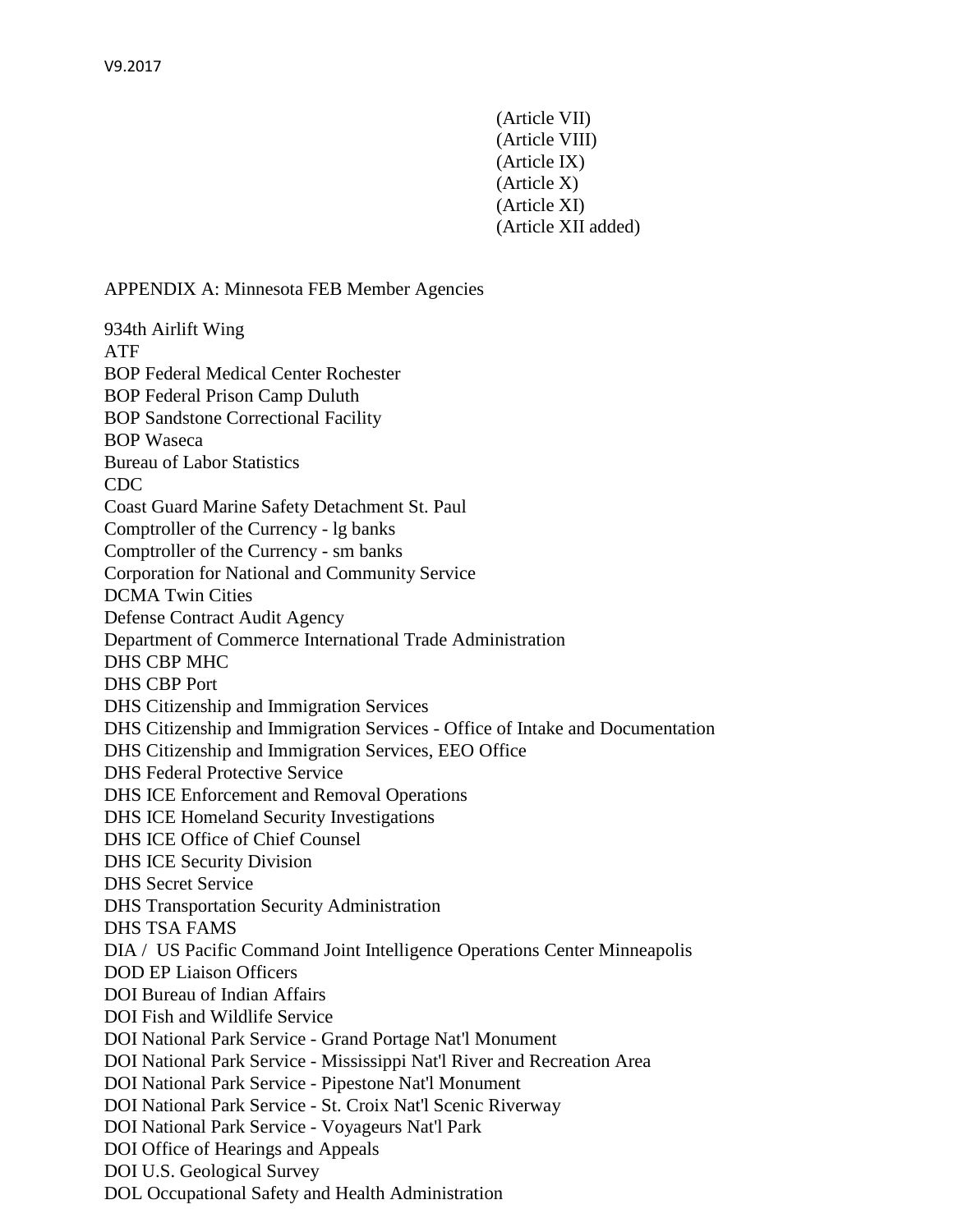(Article VII)
(Article VIII)
(Article IX)
(Article X)
(Article XI)
(Article XII added)

APPENDIX A: Minnesota FEB Member Agencies

934th Airlift Wing
ATF
BOP Federal Medical Center Rochester
BOP Federal Prison Camp Duluth
BOP Sandstone Correctional Facility
BOP Waseca
Bureau of Labor Statistics
CDC
Coast Guard Marine Safety Detachment St. Paul
Comptroller of the Currency - lg banks
Comptroller of the Currency - sm banks
Corporation for National and Community Service
DCMA Twin Cities
Defense Contract Audit Agency
Department of Commerce International Trade Administration
DHS CBP MHC
DHS CBP Port
DHS Citizenship and Immigration Services
DHS Citizenship and Immigration Services - Office of Intake and Documentation
DHS Citizenship and Immigration Services, EEO Office
DHS Federal Protective Service
DHS ICE Enforcement and Removal Operations
DHS ICE Homeland Security Investigations
DHS ICE Office of Chief Counsel
DHS ICE Security Division
DHS Secret Service
DHS Transportation Security Administration
DHS TSA FAMS
DIA / US Pacific Command Joint Intelligence Operations Center Minneapolis
DOD EP Liaison Officers
DOI Bureau of Indian Affairs
DOI Fish and Wildlife Service
DOI National Park Service - Grand Portage Nat'l Monument
DOI National Park Service - Mississippi Nat'l River and Recreation Area
DOI National Park Service - Pipestone Nat'l Monument
DOI National Park Service - St. Croix Nat'l Scenic Riverway
DOI National Park Service - Voyageurs Nat'l Park
DOI Office of Hearings and Appeals
DOI U.S. Geological Survey
DOL Occupational Safety and Health Administration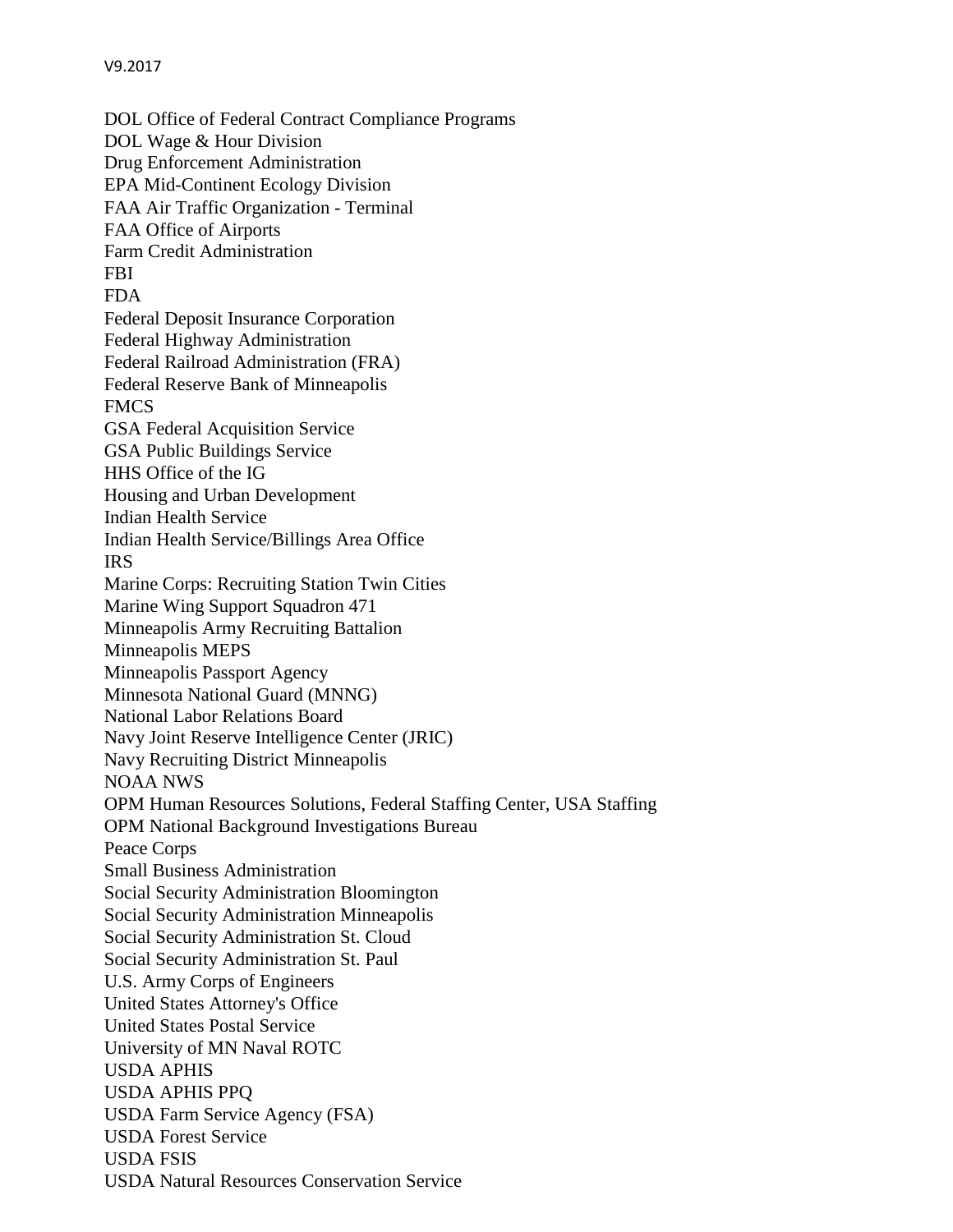DOL Office of Federal Contract Compliance Programs
DOL Wage & Hour Division
Drug Enforcement Administration
EPA Mid-Continent Ecology Division
FAA Air Traffic Organization - Terminal
FAA Office of Airports
Farm Credit Administration
FBI
FDA
Federal Deposit Insurance Corporation
Federal Highway Administration
Federal Railroad Administration (FRA)
Federal Reserve Bank of Minneapolis
FMCS
GSA Federal Acquisition Service
GSA Public Buildings Service
HHS Office of the IG
Housing and Urban Development
Indian Health Service
Indian Health Service/Billings Area Office
IRS
Marine Corps: Recruiting Station Twin Cities
Marine Wing Support Squadron 471
Minneapolis Army Recruiting Battalion
Minneapolis MEPS
Minneapolis Passport Agency
Minnesota National Guard (MNNG)
National Labor Relations Board
Navy Joint Reserve Intelligence Center (JRIC)
Navy Recruiting District Minneapolis
NOAA NWS
OPM Human Resources Solutions, Federal Staffing Center, USA Staffing
OPM National Background Investigations Bureau
Peace Corps
Small Business Administration
Social Security Administration Bloomington
Social Security Administration Minneapolis
Social Security Administration St. Cloud
Social Security Administration St. Paul
U.S. Army Corps of Engineers
United States Attorney's Office
United States Postal Service
University of MN Naval ROTC
USDA APHIS
USDA APHIS PPQ
USDA Farm Service Agency (FSA)
USDA Forest Service
USDA FSIS
USDA Natural Resources Conservation Service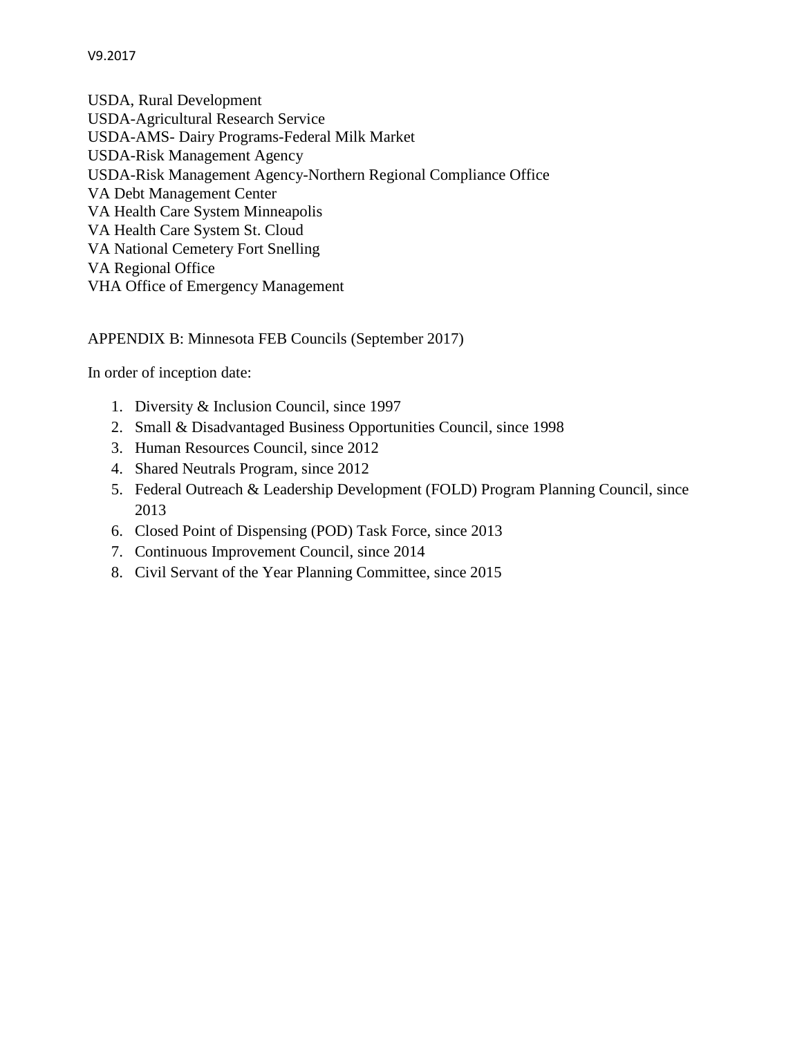USDA, Rural Development
USDA-Agricultural Research Service
USDA-AMS- Dairy Programs-Federal Milk Market
USDA-Risk Management Agency
USDA-Risk Management Agency-Northern Regional Compliance Office
VA Debt Management Center
VA Health Care System Minneapolis
VA Health Care System St. Cloud
VA National Cemetery Fort Snelling
VA Regional Office
VHA Office of Emergency Management

APPENDIX B: Minnesota FEB Councils (September 2017)

In order of inception date:

1. Diversity & Inclusion Council, since 1997
2. Small & Disadvantaged Business Opportunities Council, since 1998
3. Human Resources Council, since 2012
4. Shared Neutrals Program, since 2012
5. Federal Outreach & Leadership Development (FOLD) Program Planning Council, since 2013
6. Closed Point of Dispensing (POD) Task Force, since 2013
7. Continuous Improvement Council, since 2014
8. Civil Servant of the Year Planning Committee, since 2015